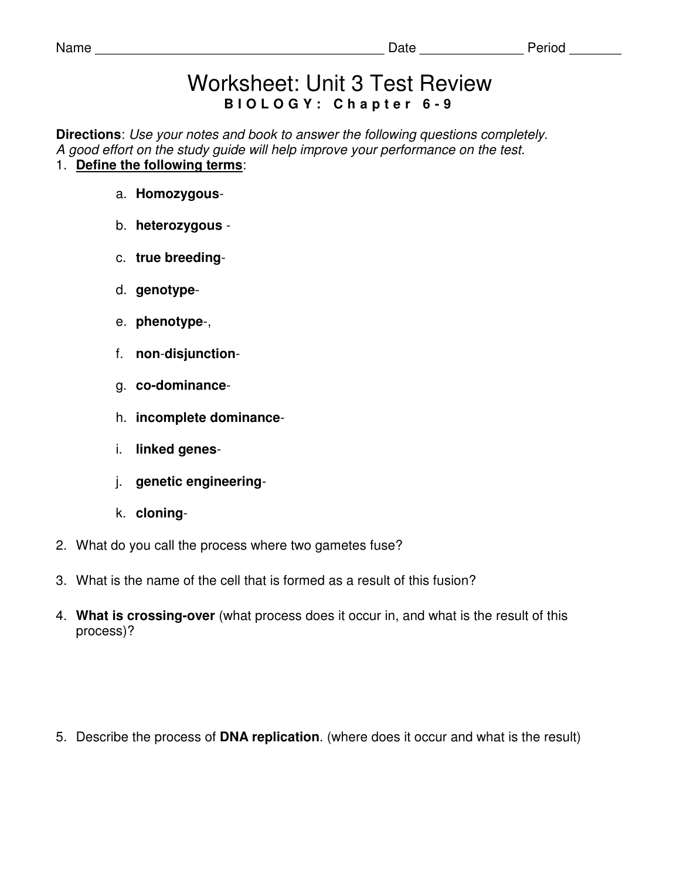Name _______________________________________ Date ______________ Period _______

# Worksheet: Unit 3 Test Review

**B I O L O G Y : C h a p t e r 6 - 9**

**Directions**: *Use your notes and book to answer the following questions completely. A good effort on the study guide will help improve your performance on the test.*

1. **<u>Define the following terms</u>**:

   a. **Homozygous**-

   b. **heterozygous** -

   c. **true breeding**-

   d. **genotype**-

   e. **phenotype**-,

   f. **non-disjunction**-

   g. **co-dominance**-

   h. **incomplete dominance**-

   i. **linked genes**-

   j. **genetic engineering**-

   k. **cloning**-

2. What do you call the process where two gametes fuse?

3. What is the name of the cell that is formed as a result of this fusion?

4. **What is crossing-over** (what process does it occur in, and what is the result of this process)?

5. Describe the process of **DNA replication**. (where does it occur and what is the result)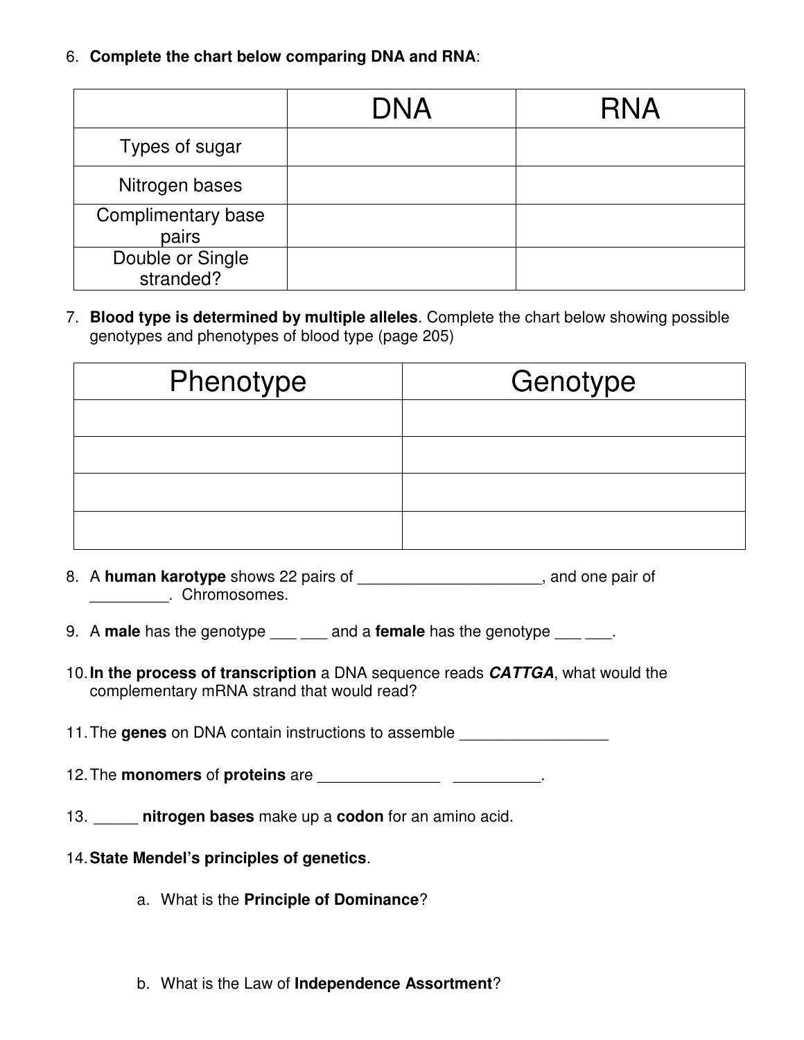6. **Complete the chart below comparing DNA and RNA**:

| | DNA | RNA |
|---|---|---|
| Types of sugar | | |
| Nitrogen bases | | |
| Complimentary base pairs | | |
| Double or Single stranded? | | |

7. **Blood type is determined by multiple alleles**. Complete the chart below showing possible genotypes and phenotypes of blood type (page 205)

| Phenotype | Genotype |
|---|---|
| | |
| | |
| | |
| | |

8. A **human karotype** shows 22 pairs of _____________________, and one pair of _________. Chromosomes.

9. A **male** has the genotype ___ ___ and a **female** has the genotype ___ ___.

10. **In the process of transcription** a DNA sequence reads ***CATTGA***, what would the complementary mRNA strand that would read?

11. The **genes** on DNA contain instructions to assemble _________________

12. The **monomers** of **proteins** are ______________ __________.

13. _____ **nitrogen bases** make up a **codon** for an amino acid.

14. **State Mendel's principles of genetics**.

    a. What is the **Principle of Dominance**?

    b. What is the Law of **Independence Assortment**?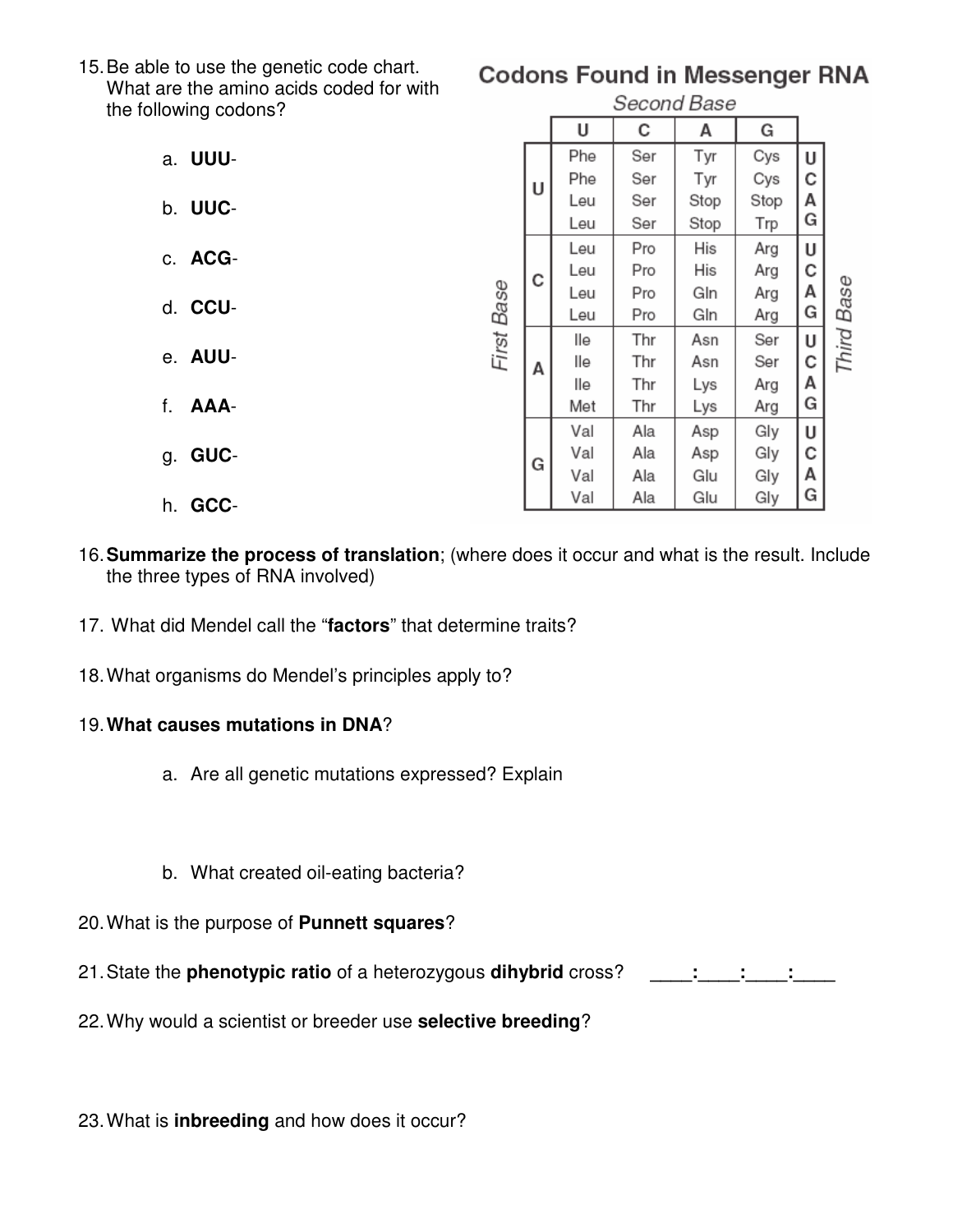15. Be able to use the genetic code chart. What are the amino acids coded for with the following codons?

   a. **UUU**-

   b. **UUC**-

   c. **ACG**-

   d. **CCU**-

   e. **AUU**-

   f. **AAA**-

   g. **GUC**-

   h. **GCC**-

**Codons Found in Messenger RNA**

| First Base | Second Base: U | Second Base: C | Second Base: A | Second Base: G | Third Base |
|---|---|---|---|---|---|
| U | Phe | Ser | Tyr | Cys | U |
| U | Phe | Ser | Tyr | Cys | C |
| U | Leu | Ser | Stop | Stop | A |
| U | Leu | Ser | Stop | Trp | G |
| C | Leu | Pro | His | Arg | U |
| C | Leu | Pro | His | Arg | C |
| C | Leu | Pro | Gln | Arg | A |
| C | Leu | Pro | Gln | Arg | G |
| A | Ile | Thr | Asn | Ser | U |
| A | Ile | Thr | Asn | Ser | C |
| A | Ile | Thr | Lys | Arg | A |
| A | Met | Thr | Lys | Arg | G |
| G | Val | Ala | Asp | Gly | U |
| G | Val | Ala | Asp | Gly | C |
| G | Val | Ala | Glu | Gly | A |
| G | Val | Ala | Glu | Gly | G |

16. **Summarize the process of translation**; (where does it occur and what is the result. Include the three types of RNA involved)

17. What did Mendel call the "**factors**" that determine traits?

18. What organisms do Mendel's principles apply to?

19. **What causes mutations in DNA**?

   a. Are all genetic mutations expressed? Explain

   b. What created oil-eating bacteria?

20. What is the purpose of **Punnett squares**?

21. State the **phenotypic ratio** of a heterozygous **dihybrid** cross? ____:____:____:____

22. Why would a scientist or breeder use **selective breeding**?

23. What is **inbreeding** and how does it occur?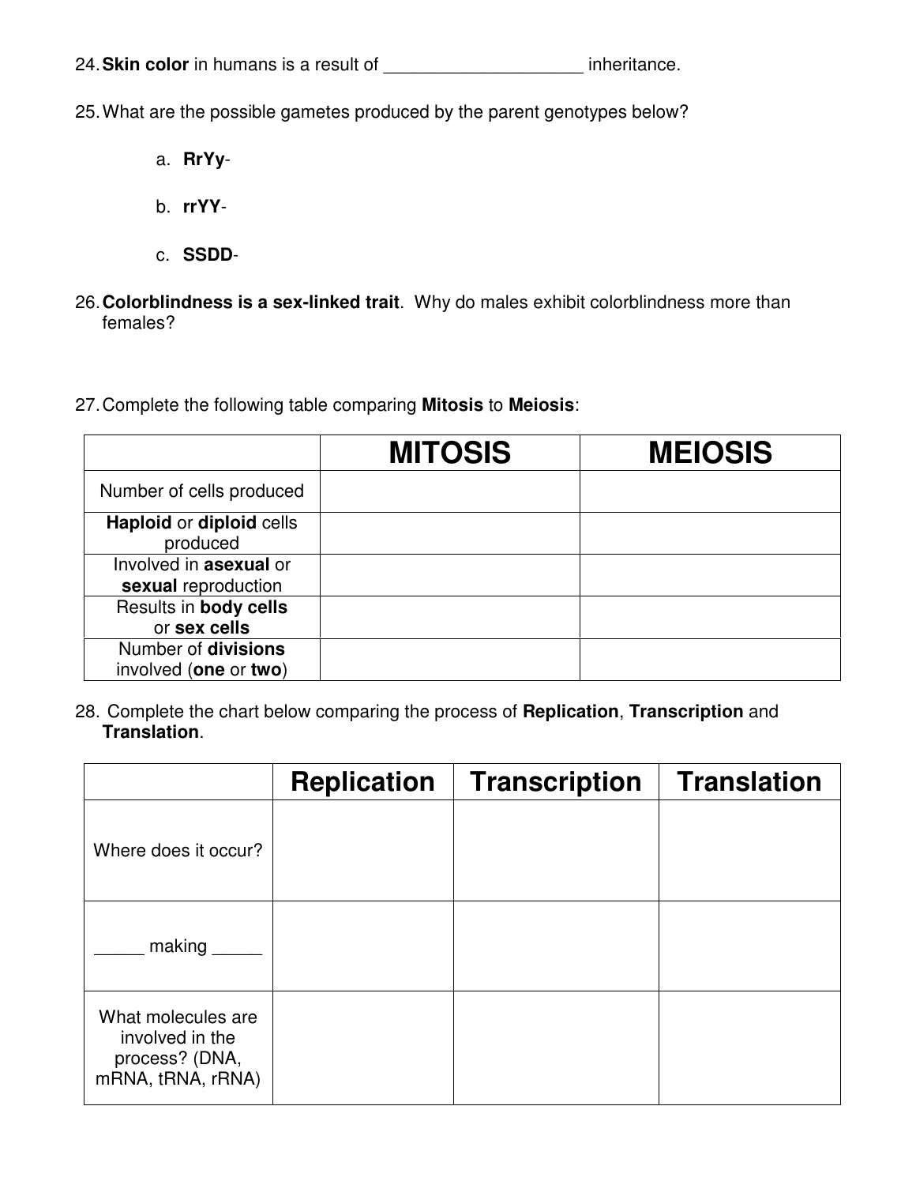24. **Skin color** in humans is a result of ____________________ inheritance.

25. What are the possible gametes produced by the parent genotypes below?

    a. **RrYy**-

    b. **rrYY**-

    c. **SSDD**-

26. **Colorblindness is a sex-linked trait**. Why do males exhibit colorblindness more than females?

27. Complete the following table comparing **Mitosis** to **Meiosis**:

| | MITOSIS | MEIOSIS |
|---|---|---|
| Number of cells produced | | |
| **Haploid** or **diploid** cells produced | | |
| Involved in **asexual** or **sexual** reproduction | | |
| Results in **body cells** or **sex cells** | | |
| Number of **divisions** involved (**one** or **two**) | | |

28. Complete the chart below comparing the process of **Replication**, **Transcription** and **Translation**.

| | Replication | Transcription | Translation |
|---|---|---|---|
| Where does it occur? | | | |
| _____ making _____ | | | |
| What molecules are involved in the process? (DNA, mRNA, tRNA, rRNA) | | | |